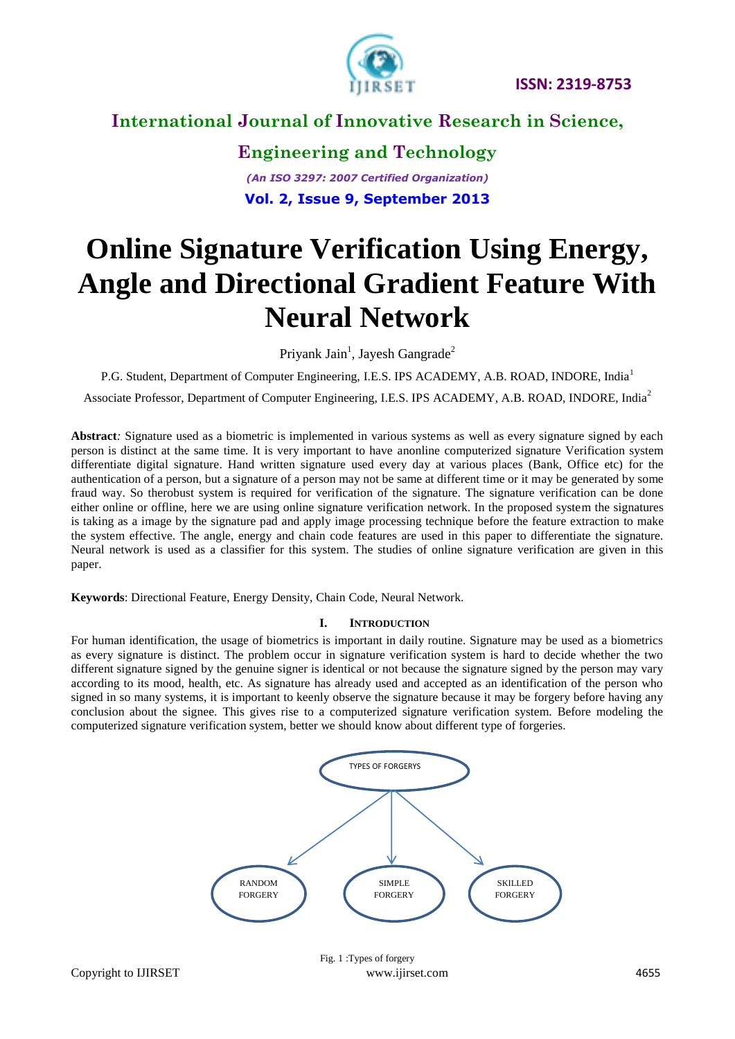# Online Signature Verification Using Energy, Angle and Directional Gradient Feature With Neural Network

Priyank Jain[1], Jayesh Gangrade[2]

P.G. Student, Department of Computer Engineering, I.E.S. IPS ACADEMY, A.B. ROAD, INDORE, India[1]

Associate Professor, Department of Computer Engineering, I.E.S. IPS ACADEMY, A.B. ROAD, INDORE, India[2]

**Abstract***:* Signature used as a biometric is implemented in various systems as well as every signature signed by each person is distinct at the same time. It is very important to have anonline computerized signature Verification system differentiate digital signature. Hand written signature used every day at various places (Bank, Office etc) for the authentication of a person, but a signature of a person may not be same at different time or it may be generated by some fraud way. So therobust system is required for verification of the signature. The signature verification can be done either online or offline, here we are using online signature verification network. In the proposed system the signatures is taking as a image by the signature pad and apply image processing technique before the feature extraction to make the system effective. The angle, energy and chain code features are used in this paper to differentiate the signature. Neural network is used as a classifier for this system. The studies of online signature verification are given in this paper.

**Keywords**: Directional Feature, Energy Density, Chain Code, Neural Network.

## I. Introduction

For human identification, the usage of biometrics is important in daily routine. Signature may be used as a biometrics as every signature is distinct. The problem occur in signature verification system is hard to decide whether the two different signature signed by the genuine signer is identical or not because the signature signed by the person may vary according to its mood, health, etc. As signature has already used and accepted as an identification of the person who signed in so many systems, it is important to keenly observe the signature because it may be forgery before having any conclusion about the signee. This gives rise to a computerized signature verification system. Before modeling the computerized signature verification system, better we should know about different type of forgeries.

TYPES OF FORGERYS

RANDOM FORGERY | SIMPLE FORGERY | SKILLED FORGERY

Fig. 1 :Types of forgery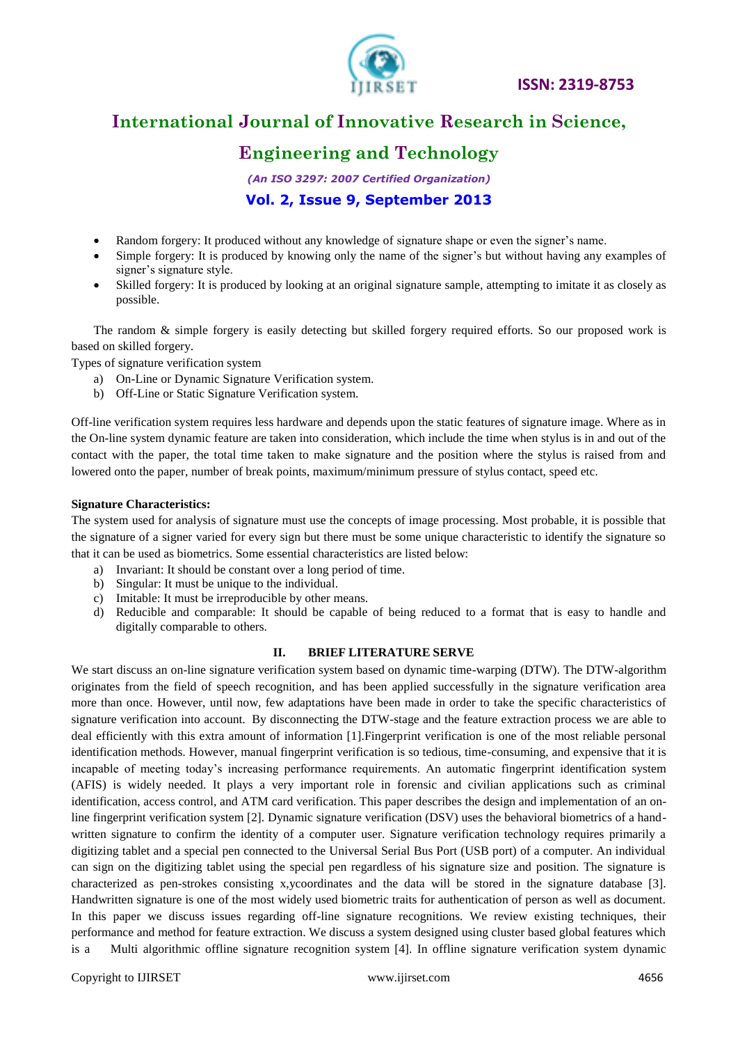- Random forgery: It produced without any knowledge of signature shape or even the signer's name.
- Simple forgery: It is produced by knowing only the name of the signer's but without having any examples of signer's signature style.
- Skilled forgery: It is produced by looking at an original signature sample, attempting to imitate it as closely as possible.

The random & simple forgery is easily detecting but skilled forgery required efforts. So our proposed work is based on skilled forgery.

Types of signature verification system

a) On-Line or Dynamic Signature Verification system.
b) Off-Line or Static Signature Verification system.

Off-line verification system requires less hardware and depends upon the static features of signature image. Where as in the On-line system dynamic feature are taken into consideration, which include the time when stylus is in and out of the contact with the paper, the total time taken to make signature and the position where the stylus is raised from and lowered onto the paper, number of break points, maximum/minimum pressure of stylus contact, speed etc.

**Signature Characteristics:**

The system used for analysis of signature must use the concepts of image processing. Most probable, it is possible that the signature of a signer varied for every sign but there must be some unique characteristic to identify the signature so that it can be used as biometrics. Some essential characteristics are listed below:

a) Invariant: It should be constant over a long period of time.
b) Singular: It must be unique to the individual.
c) Imitable: It must be irreproducible by other means.
d) Reducible and comparable: It should be capable of being reduced to a format that is easy to handle and digitally comparable to others.

## II. BRIEF LITERATURE SERVE

We start discuss an on-line signature verification system based on dynamic time-warping (DTW). The DTW-algorithm originates from the field of speech recognition, and has been applied successfully in the signature verification area more than once. However, until now, few adaptations have been made in order to take the specific characteristics of signature verification into account. By disconnecting the DTW-stage and the feature extraction process we are able to deal efficiently with this extra amount of information [1].Fingerprint verification is one of the most reliable personal identification methods. However, manual fingerprint verification is so tedious, time-consuming, and expensive that it is incapable of meeting today's increasing performance requirements. An automatic fingerprint identification system (AFIS) is widely needed. It plays a very important role in forensic and civilian applications such as criminal identification, access control, and ATM card verification. This paper describes the design and implementation of an on-line fingerprint verification system [2]. Dynamic signature verification (DSV) uses the behavioral biometrics of a hand-written signature to confirm the identity of a computer user. Signature verification technology requires primarily a digitizing tablet and a special pen connected to the Universal Serial Bus Port (USB port) of a computer. An individual can sign on the digitizing tablet using the special pen regardless of his signature size and position. The signature is characterized as pen-strokes consisting x,ycoordinates and the data will be stored in the signature database [3]. Handwritten signature is one of the most widely used biometric traits for authentication of person as well as document. In this paper we discuss issues regarding off-line signature recognitions. We review existing techniques, their performance and method for feature extraction. We discuss a system designed using cluster based global features which is a Multi algorithmic offline signature recognition system [4]. In offline signature verification system dynamic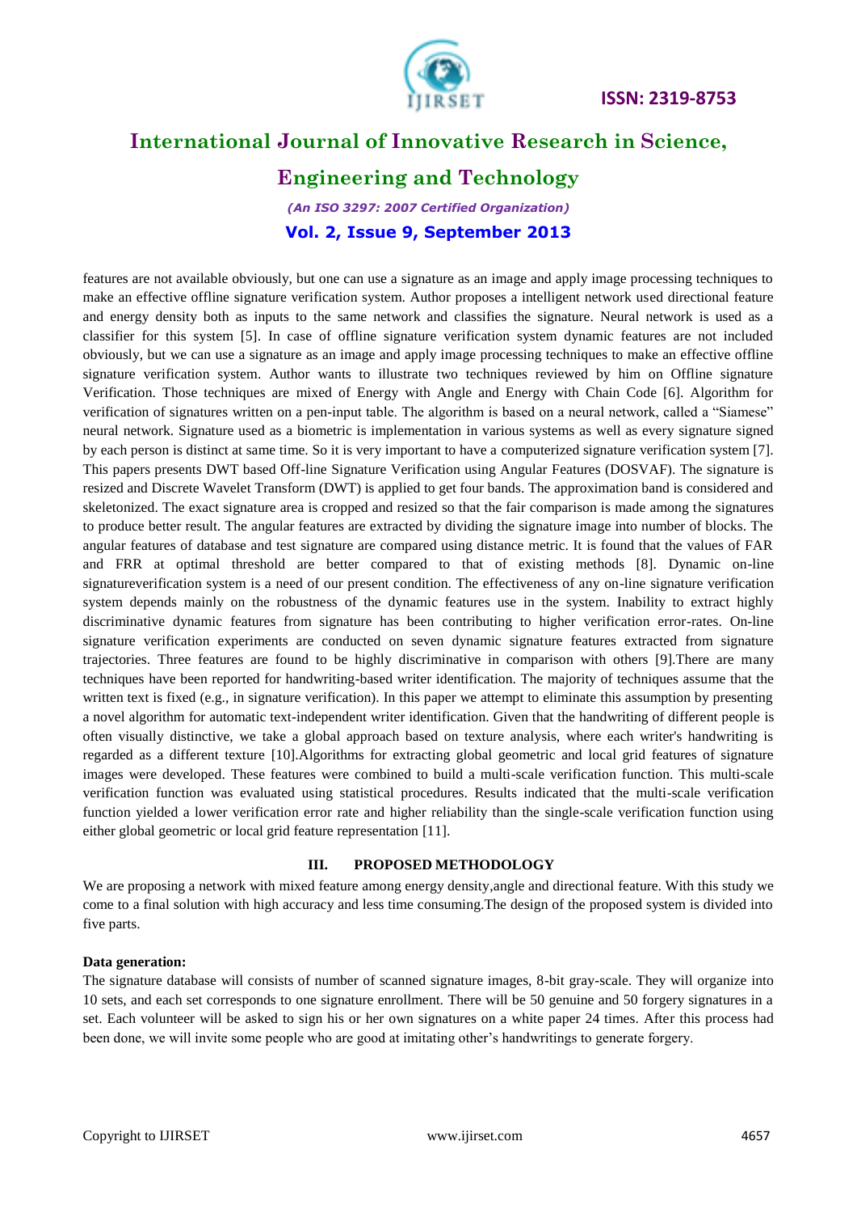features are not available obviously, but one can use a signature as an image and apply image processing techniques to make an effective offline signature verification system. Author proposes a intelligent network used directional feature and energy density both as inputs to the same network and classifies the signature. Neural network is used as a classifier for this system [5]. In case of offline signature verification system dynamic features are not included obviously, but we can use a signature as an image and apply image processing techniques to make an effective offline signature verification system. Author wants to illustrate two techniques reviewed by him on Offline signature Verification. Those techniques are mixed of Energy with Angle and Energy with Chain Code [6]. Algorithm for verification of signatures written on a pen-input table. The algorithm is based on a neural network, called a "Siamese" neural network. Signature used as a biometric is implementation in various systems as well as every signature signed by each person is distinct at same time. So it is very important to have a computerized signature verification system [7]. This papers presents DWT based Off-line Signature Verification using Angular Features (DOSVAF). The signature is resized and Discrete Wavelet Transform (DWT) is applied to get four bands. The approximation band is considered and skeletonized. The exact signature area is cropped and resized so that the fair comparison is made among the signatures to produce better result. The angular features are extracted by dividing the signature image into number of blocks. The angular features of database and test signature are compared using distance metric. It is found that the values of FAR and FRR at optimal threshold are better compared to that of existing methods [8]. Dynamic on-line signatureverification system is a need of our present condition. The effectiveness of any on-line signature verification system depends mainly on the robustness of the dynamic features use in the system. Inability to extract highly discriminative dynamic features from signature has been contributing to higher verification error-rates. On-line signature verification experiments are conducted on seven dynamic signature features extracted from signature trajectories. Three features are found to be highly discriminative in comparison with others [9].There are many techniques have been reported for handwriting-based writer identification. The majority of techniques assume that the written text is fixed (e.g., in signature verification). In this paper we attempt to eliminate this assumption by presenting a novel algorithm for automatic text-independent writer identification. Given that the handwriting of different people is often visually distinctive, we take a global approach based on texture analysis, where each writer's handwriting is regarded as a different texture [10].Algorithms for extracting global geometric and local grid features of signature images were developed. These features were combined to build a multi-scale verification function. This multi-scale verification function was evaluated using statistical procedures. Results indicated that the multi-scale verification function yielded a lower verification error rate and higher reliability than the single-scale verification function using either global geometric or local grid feature representation [11].

## III. PROPOSED METHODOLOGY

We are proposing a network with mixed feature among energy density,angle and directional feature. With this study we come to a final solution with high accuracy and less time consuming.The design of the proposed system is divided into five parts.

**Data generation:**

The signature database will consists of number of scanned signature images, 8-bit gray-scale. They will organize into 10 sets, and each set corresponds to one signature enrollment. There will be 50 genuine and 50 forgery signatures in a set. Each volunteer will be asked to sign his or her own signatures on a white paper 24 times. After this process had been done, we will invite some people who are good at imitating other's handwritings to generate forgery.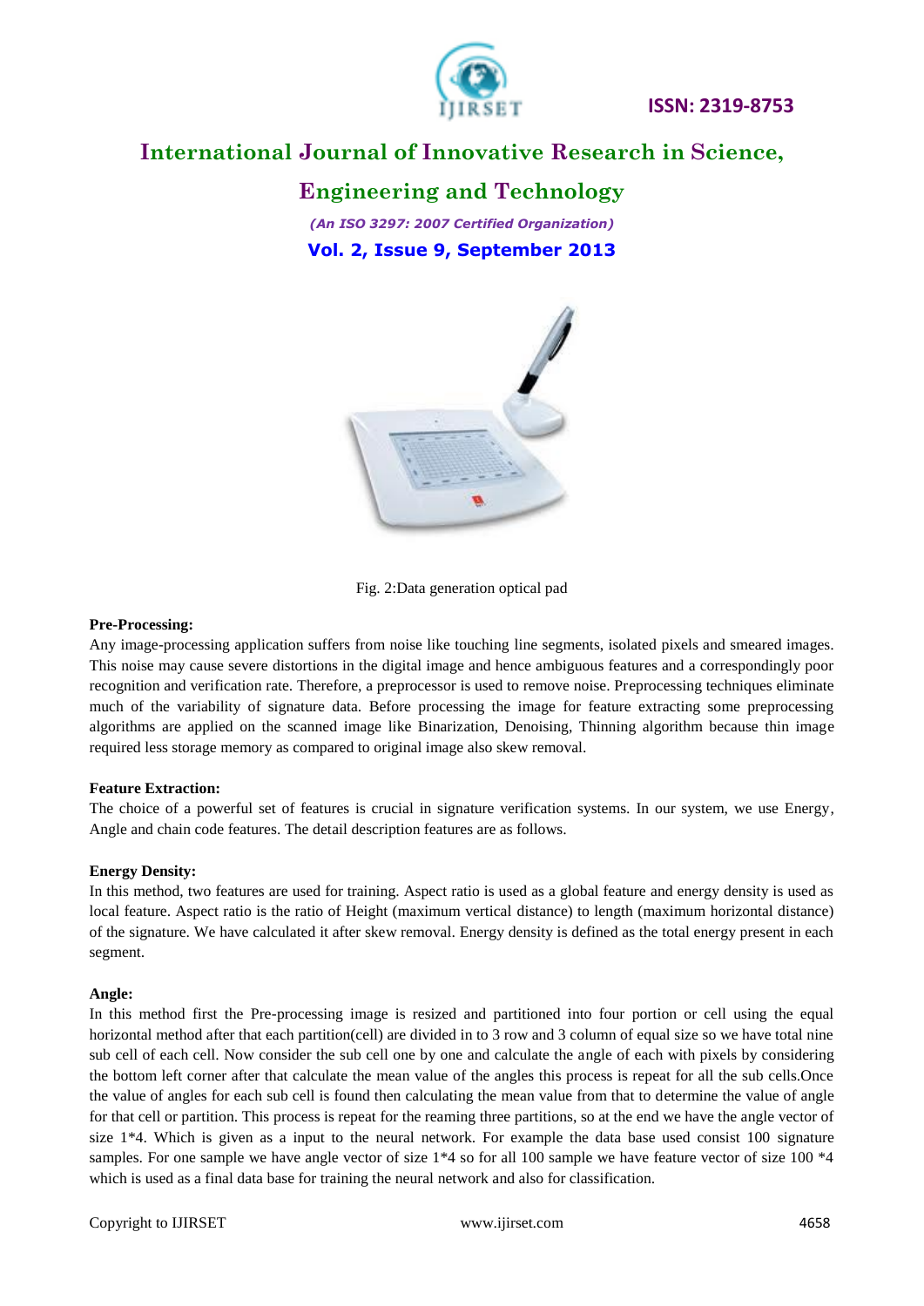Fig. 2:Data generation optical pad

**Pre-Processing:**

Any image-processing application suffers from noise like touching line segments, isolated pixels and smeared images. This noise may cause severe distortions in the digital image and hence ambiguous features and a correspondingly poor recognition and verification rate. Therefore, a preprocessor is used to remove noise. Preprocessing techniques eliminate much of the variability of signature data. Before processing the image for feature extracting some preprocessing algorithms are applied on the scanned image like Binarization, Denoising, Thinning algorithm because thin image required less storage memory as compared to original image also skew removal.

**Feature Extraction:**

The choice of a powerful set of features is crucial in signature verification systems. In our system, we use Energy, Angle and chain code features. The detail description features are as follows.

**Energy Density:**

In this method, two features are used for training. Aspect ratio is used as a global feature and energy density is used as local feature. Aspect ratio is the ratio of Height (maximum vertical distance) to length (maximum horizontal distance) of the signature. We have calculated it after skew removal. Energy density is defined as the total energy present in each segment.

**Angle:**

In this method first the Pre-processing image is resized and partitioned into four portion or cell using the equal horizontal method after that each partition(cell) are divided in to 3 row and 3 column of equal size so we have total nine sub cell of each cell. Now consider the sub cell one by one and calculate the angle of each with pixels by considering the bottom left corner after that calculate the mean value of the angles this process is repeat for all the sub cells.Once the value of angles for each sub cell is found then calculating the mean value from that to determine the value of angle for that cell or partition. This process is repeat for the reaming three partitions, so at the end we have the angle vector of size 1*4. Which is given as a input to the neural network. For example the data base used consist 100 signature samples. For one sample we have angle vector of size 1*4 so for all 100 sample we have feature vector of size 100 *4 which is used as a final data base for training the neural network and also for classification.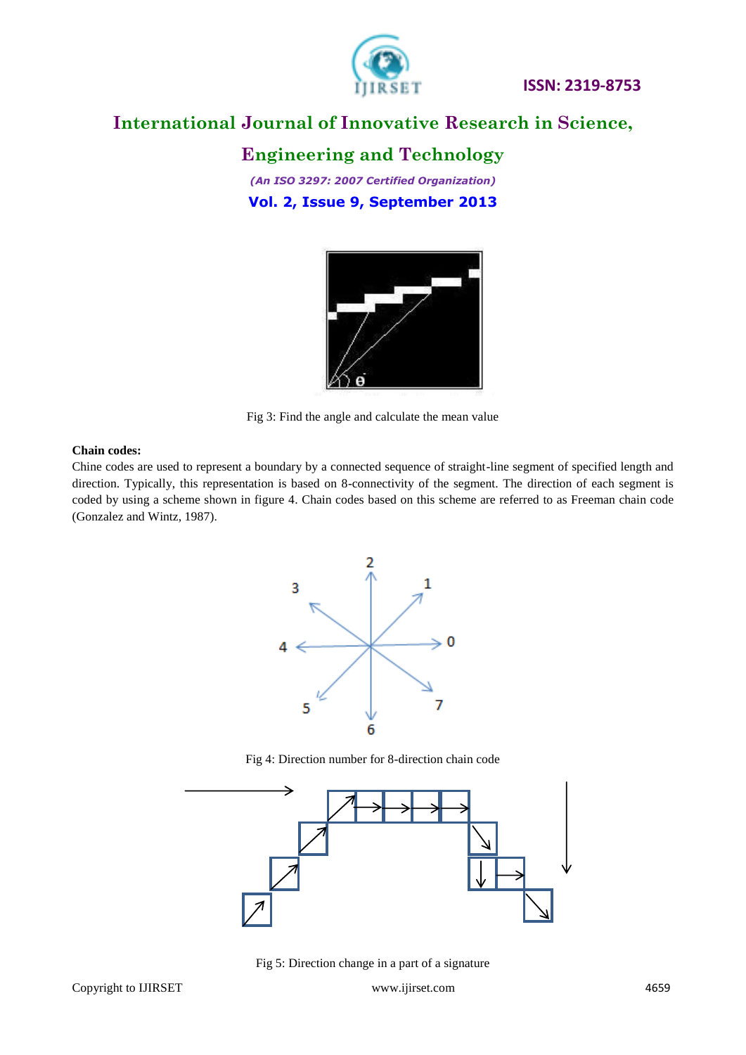Fig 3: Find the angle and calculate the mean value

**Chain codes:**

Chine codes are used to represent a boundary by a connected sequence of straight-line segment of specified length and direction. Typically, this representation is based on 8-connectivity of the segment. The direction of each segment is coded by using a scheme shown in figure 4. Chain codes based on this scheme are referred to as Freeman chain code (Gonzalez and Wintz, 1987).

Fig 4: Direction number for 8-direction chain code

Fig 5: Direction change in a part of a signature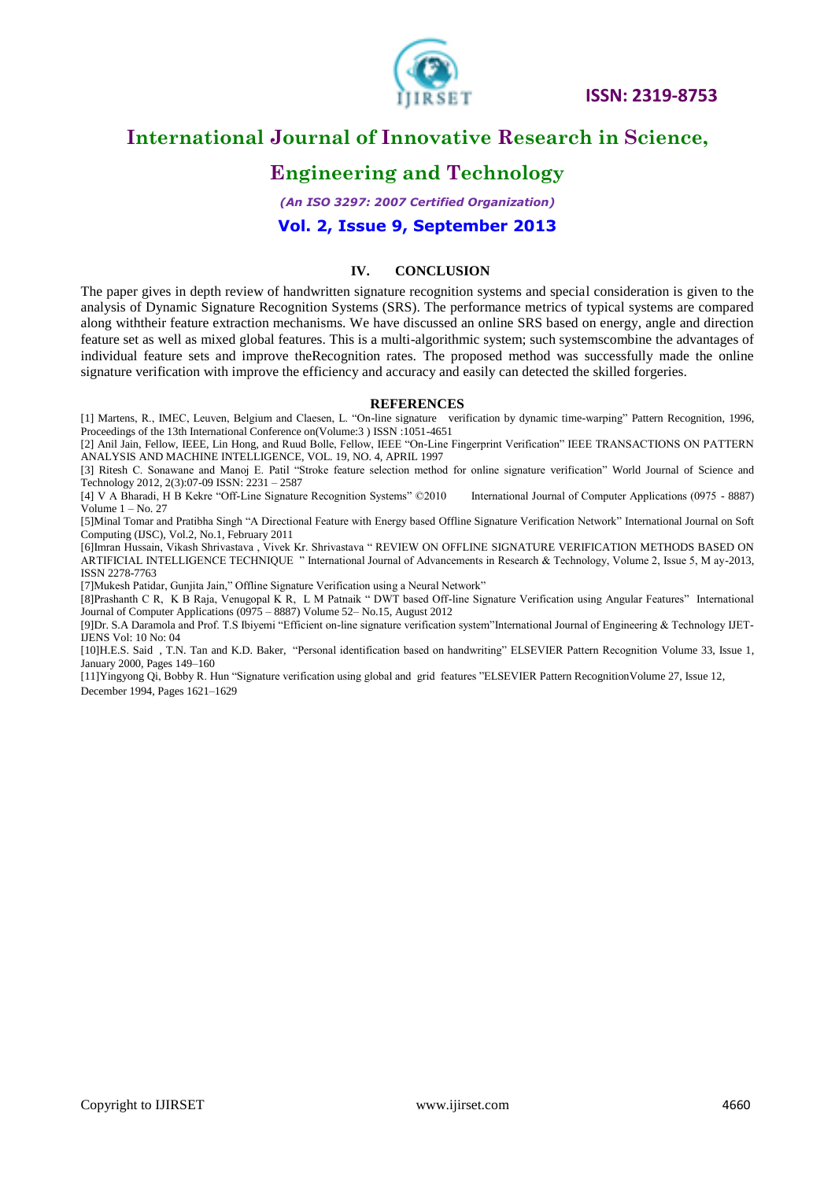## IV. CONCLUSION

The paper gives in depth review of handwritten signature recognition systems and special consideration is given to the analysis of Dynamic Signature Recognition Systems (SRS). The performance metrics of typical systems are compared along withtheir feature extraction mechanisms. We have discussed an online SRS based on energy, angle and direction feature set as well as mixed global features. This is a multi-algorithmic system; such systemscombine the advantages of individual feature sets and improve theRecognition rates. The proposed method was successfully made the online signature verification with improve the efficiency and accuracy and easily can detected the skilled forgeries.

## REFERENCES

[1] Martens, R., IMEC, Leuven, Belgium and Claesen, L. "On-line signature verification by dynamic time-warping" Pattern Recognition, 1996, Proceedings of the 13th International Conference on(Volume:3 ) ISSN :1051-4651

[2] Anil Jain, Fellow, IEEE, Lin Hong, and Ruud Bolle, Fellow, IEEE "On-Line Fingerprint Verification" IEEE TRANSACTIONS ON PATTERN ANALYSIS AND MACHINE INTELLIGENCE, VOL. 19, NO. 4, APRIL 1997

[3] Ritesh C. Sonawane and Manoj E. Patil "Stroke feature selection method for online signature verification" World Journal of Science and Technology 2012, 2(3):07-09 ISSN: 2231 – 2587

[4] V A Bharadi, H B Kekre "Off-Line Signature Recognition Systems" ©2010 International Journal of Computer Applications (0975 - 8887) Volume 1 – No. 27

[5]Minal Tomar and Pratibha Singh "A Directional Feature with Energy based Offline Signature Verification Network" International Journal on Soft Computing (IJSC), Vol.2, No.1, February 2011

[6]Imran Hussain, Vikash Shrivastava , Vivek Kr. Shrivastava " REVIEW ON OFFLINE SIGNATURE VERIFICATION METHODS BASED ON ARTIFICIAL INTELLIGENCE TECHNIQUE " International Journal of Advancements in Research & Technology, Volume 2, Issue 5, M ay-2013, ISSN 2278-7763

[7]Mukesh Patidar, Gunjita Jain," Offline Signature Verification using a Neural Network"

[8]Prashanth C R, K B Raja, Venugopal K R, L M Patnaik " DWT based Off-line Signature Verification using Angular Features" International Journal of Computer Applications (0975 – 8887) Volume 52– No.15, August 2012

[9]Dr. S.A Daramola and Prof. T.S Ibiyemi "Efficient on-line signature verification system"International Journal of Engineering & Technology IJET-IJENS Vol: 10 No: 04

[10]H.E.S. Said , T.N. Tan and K.D. Baker, "Personal identification based on handwriting" ELSEVIER Pattern Recognition Volume 33, Issue 1, January 2000, Pages 149–160

[11]Yingyong Qi, Bobby R. Hun "Signature verification using global and grid features "ELSEVIER Pattern RecognitionVolume 27, Issue 12, December 1994, Pages 1621–1629